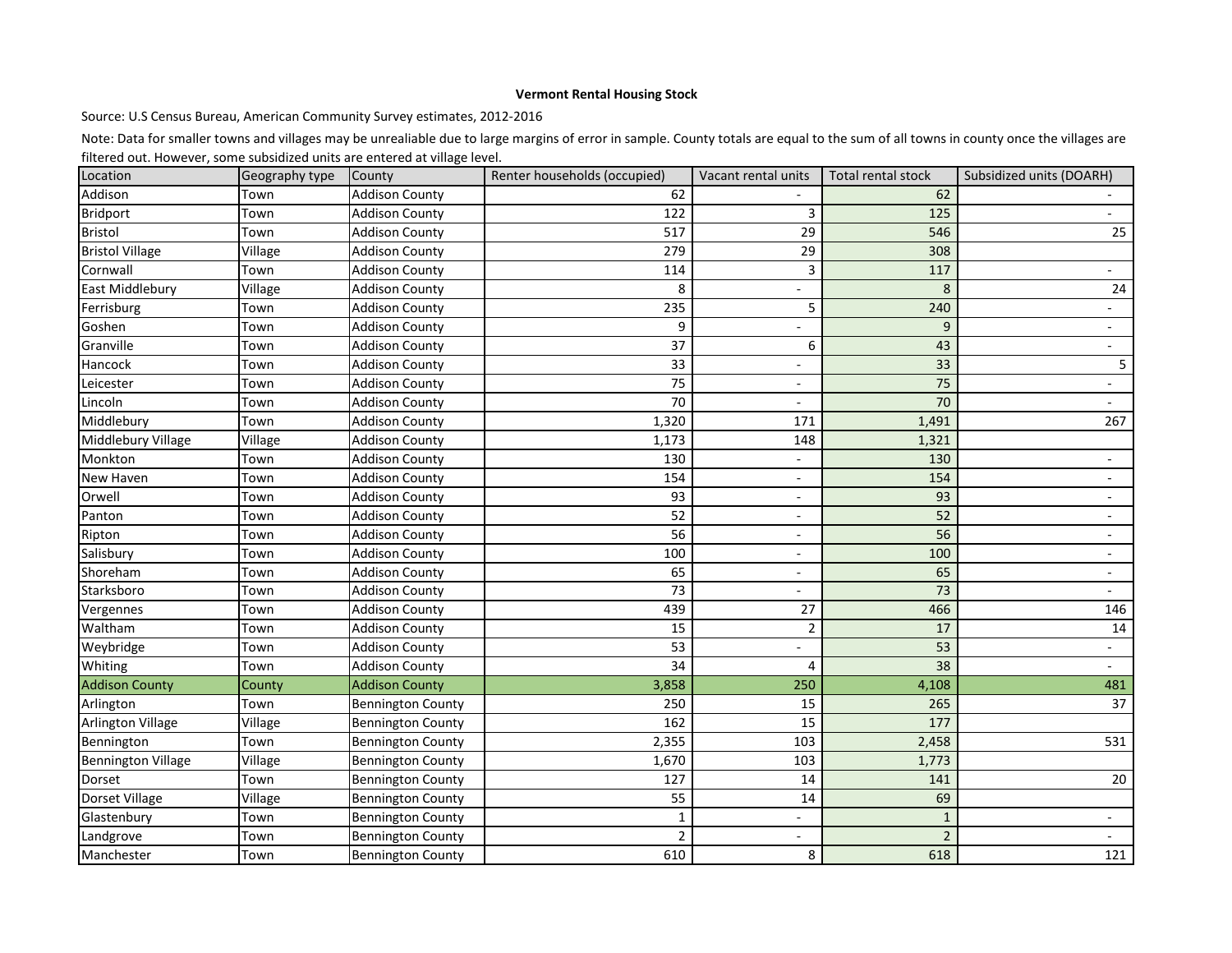**Vermont Rental Housing Stock**

Source: U.S Census Bureau, American Community Survey estimates, 2012-2016

Note: Data for smaller towns and villages may be unrealiable due to large margins of error in sample. County totals are equal to the sum of all towns in county once the villages are filtered out. However, some subsidized units are entered at village level.

| Location | Geography type | County | Renter households (occupied) | Vacant rental units | Total rental stock | Subsidized units (DOARH) |
|---|---|---|---|---|---|---|
| Addison | Town | Addison County | 62 | - | 62 | - |
| Bridport | Town | Addison County | 122 | 3 | 125 | - |
| Bristol | Town | Addison County | 517 | 29 | 546 | 25 |
| Bristol Village | Village | Addison County | 279 | 29 | 308 | |
| Cornwall | Town | Addison County | 114 | 3 | 117 | - |
| East Middlebury | Village | Addison County | 8 | - | 8 | 24 |
| Ferrisburg | Town | Addison County | 235 | 5 | 240 | - |
| Goshen | Town | Addison County | 9 | - | 9 | - |
| Granville | Town | Addison County | 37 | 6 | 43 | - |
| Hancock | Town | Addison County | 33 | - | 33 | 5 |
| Leicester | Town | Addison County | 75 | - | 75 | - |
| Lincoln | Town | Addison County | 70 | - | 70 | - |
| Middlebury | Town | Addison County | 1,320 | 171 | 1,491 | 267 |
| Middlebury Village | Village | Addison County | 1,173 | 148 | 1,321 | |
| Monkton | Town | Addison County | 130 | - | 130 | - |
| New Haven | Town | Addison County | 154 | - | 154 | - |
| Orwell | Town | Addison County | 93 | - | 93 | - |
| Panton | Town | Addison County | 52 | - | 52 | - |
| Ripton | Town | Addison County | 56 | - | 56 | - |
| Salisbury | Town | Addison County | 100 | - | 100 | - |
| Shoreham | Town | Addison County | 65 | - | 65 | - |
| Starksboro | Town | Addison County | 73 | - | 73 | - |
| Vergennes | Town | Addison County | 439 | 27 | 466 | 146 |
| Waltham | Town | Addison County | 15 | 2 | 17 | 14 |
| Weybridge | Town | Addison County | 53 | - | 53 | - |
| Whiting | Town | Addison County | 34 | 4 | 38 | - |
| Addison County | County | Addison County | 3,858 | 250 | 4,108 | 481 |
| Arlington | Town | Bennington County | 250 | 15 | 265 | 37 |
| Arlington Village | Village | Bennington County | 162 | 15 | 177 | |
| Bennington | Town | Bennington County | 2,355 | 103 | 2,458 | 531 |
| Bennington Village | Village | Bennington County | 1,670 | 103 | 1,773 | |
| Dorset | Town | Bennington County | 127 | 14 | 141 | 20 |
| Dorset Village | Village | Bennington County | 55 | 14 | 69 | |
| Glastenbury | Town | Bennington County | 1 | - | 1 | - |
| Landgrove | Town | Bennington County | 2 | - | 2 | - |
| Manchester | Town | Bennington County | 610 | 8 | 618 | 121 |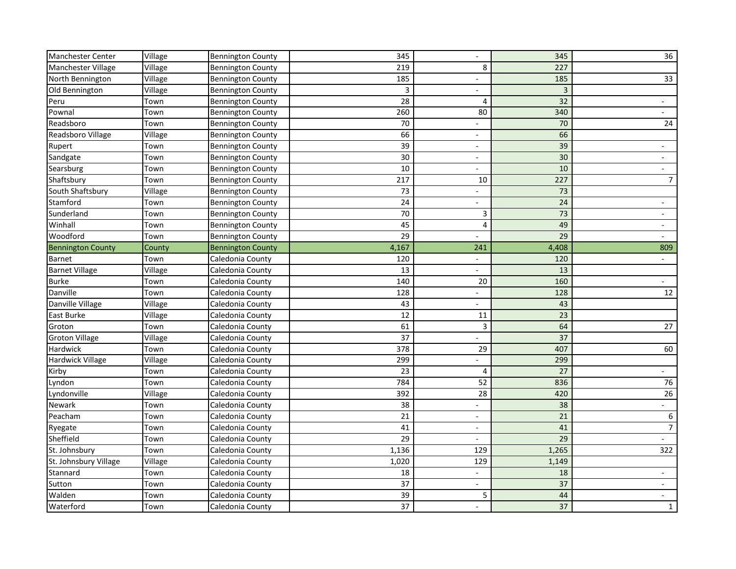| | | | | | | |
|---|---|---|---|---|---|---|
| Manchester Center | Village | Bennington County | 345 | - | 345 | 36 |
| Manchester Village | Village | Bennington County | 219 | 8 | 227 | |
| North Bennington | Village | Bennington County | 185 | - | 185 | 33 |
| Old Bennington | Village | Bennington County | 3 | - | 3 | |
| Peru | Town | Bennington County | 28 | 4 | 32 | - |
| Pownal | Town | Bennington County | 260 | 80 | 340 | - |
| Readsboro | Town | Bennington County | 70 | - | 70 | 24 |
| Readsboro Village | Village | Bennington County | 66 | - | 66 | |
| Rupert | Town | Bennington County | 39 | - | 39 | - |
| Sandgate | Town | Bennington County | 30 | - | 30 | - |
| Searsburg | Town | Bennington County | 10 | - | 10 | - |
| Shaftsbury | Town | Bennington County | 217 | 10 | 227 | 7 |
| South Shaftsbury | Village | Bennington County | 73 | - | 73 | |
| Stamford | Town | Bennington County | 24 | - | 24 | - |
| Sunderland | Town | Bennington County | 70 | 3 | 73 | - |
| Winhall | Town | Bennington County | 45 | 4 | 49 | - |
| Woodford | Town | Bennington County | 29 | - | 29 | - |
| Bennington County | County | Bennington County | 4,167 | 241 | 4,408 | 809 |
| Barnet | Town | Caledonia County | 120 | - | 120 | - |
| Barnet Village | Village | Caledonia County | 13 | - | 13 | |
| Burke | Town | Caledonia County | 140 | 20 | 160 | - |
| Danville | Town | Caledonia County | 128 | - | 128 | 12 |
| Danville Village | Village | Caledonia County | 43 | - | 43 | |
| East Burke | Village | Caledonia County | 12 | 11 | 23 | |
| Groton | Town | Caledonia County | 61 | 3 | 64 | 27 |
| Groton Village | Village | Caledonia County | 37 | - | 37 | |
| Hardwick | Town | Caledonia County | 378 | 29 | 407 | 60 |
| Hardwick Village | Village | Caledonia County | 299 | - | 299 | |
| Kirby | Town | Caledonia County | 23 | 4 | 27 | - |
| Lyndon | Town | Caledonia County | 784 | 52 | 836 | 76 |
| Lyndonville | Village | Caledonia County | 392 | 28 | 420 | 26 |
| Newark | Town | Caledonia County | 38 | - | 38 | - |
| Peacham | Town | Caledonia County | 21 | - | 21 | 6 |
| Ryegate | Town | Caledonia County | 41 | - | 41 | 7 |
| Sheffield | Town | Caledonia County | 29 | - | 29 | - |
| St. Johnsbury | Town | Caledonia County | 1,136 | 129 | 1,265 | 322 |
| St. Johnsbury Village | Village | Caledonia County | 1,020 | 129 | 1,149 | |
| Stannard | Town | Caledonia County | 18 | - | 18 | - |
| Sutton | Town | Caledonia County | 37 | - | 37 | - |
| Walden | Town | Caledonia County | 39 | 5 | 44 | - |
| Waterford | Town | Caledonia County | 37 | - | 37 | 1 |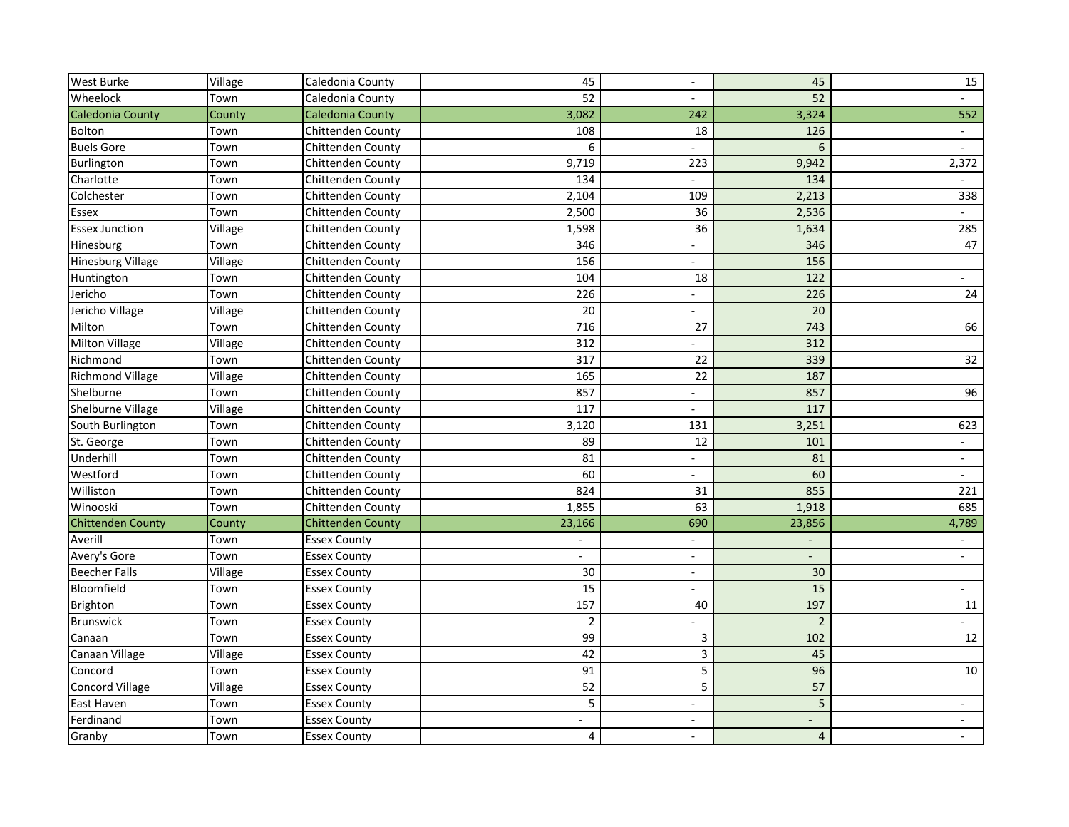| West Burke | Village | Caledonia County | 45 | - | 45 | 15 |
|---|---|---|---|---|---|---|
| Wheelock | Town | Caledonia County | 52 | - | 52 | - |
| Caledonia County | County | Caledonia County | 3,082 | 242 | 3,324 | 552 |
| Bolton | Town | Chittenden County | 108 | 18 | 126 | - |
| Buels Gore | Town | Chittenden County | 6 | - | 6 | - |
| Burlington | Town | Chittenden County | 9,719 | 223 | 9,942 | 2,372 |
| Charlotte | Town | Chittenden County | 134 | - | 134 | - |
| Colchester | Town | Chittenden County | 2,104 | 109 | 2,213 | 338 |
| Essex | Town | Chittenden County | 2,500 | 36 | 2,536 | - |
| Essex Junction | Village | Chittenden County | 1,598 | 36 | 1,634 | 285 |
| Hinesburg | Town | Chittenden County | 346 | - | 346 | 47 |
| Hinesburg Village | Village | Chittenden County | 156 | - | 156 | |
| Huntington | Town | Chittenden County | 104 | 18 | 122 | - |
| Jericho | Town | Chittenden County | 226 | - | 226 | 24 |
| Jericho Village | Village | Chittenden County | 20 | - | 20 | |
| Milton | Town | Chittenden County | 716 | 27 | 743 | 66 |
| Milton Village | Village | Chittenden County | 312 | - | 312 | |
| Richmond | Town | Chittenden County | 317 | 22 | 339 | 32 |
| Richmond Village | Village | Chittenden County | 165 | 22 | 187 | |
| Shelburne | Town | Chittenden County | 857 | - | 857 | 96 |
| Shelburne Village | Village | Chittenden County | 117 | - | 117 | |
| South Burlington | Town | Chittenden County | 3,120 | 131 | 3,251 | 623 |
| St. George | Town | Chittenden County | 89 | 12 | 101 | - |
| Underhill | Town | Chittenden County | 81 | - | 81 | - |
| Westford | Town | Chittenden County | 60 | - | 60 | - |
| Williston | Town | Chittenden County | 824 | 31 | 855 | 221 |
| Winooski | Town | Chittenden County | 1,855 | 63 | 1,918 | 685 |
| Chittenden County | County | Chittenden County | 23,166 | 690 | 23,856 | 4,789 |
| Averill | Town | Essex County | - | - | - | - |
| Avery's Gore | Town | Essex County | - | - | - | - |
| Beecher Falls | Village | Essex County | 30 | - | 30 | |
| Bloomfield | Town | Essex County | 15 | - | 15 | - |
| Brighton | Town | Essex County | 157 | 40 | 197 | 11 |
| Brunswick | Town | Essex County | 2 | - | 2 | - |
| Canaan | Town | Essex County | 99 | 3 | 102 | 12 |
| Canaan Village | Village | Essex County | 42 | 3 | 45 | |
| Concord | Town | Essex County | 91 | 5 | 96 | 10 |
| Concord Village | Village | Essex County | 52 | 5 | 57 | |
| East Haven | Town | Essex County | 5 | - | 5 | - |
| Ferdinand | Town | Essex County | - | - | - | - |
| Granby | Town | Essex County | 4 | - | 4 | - |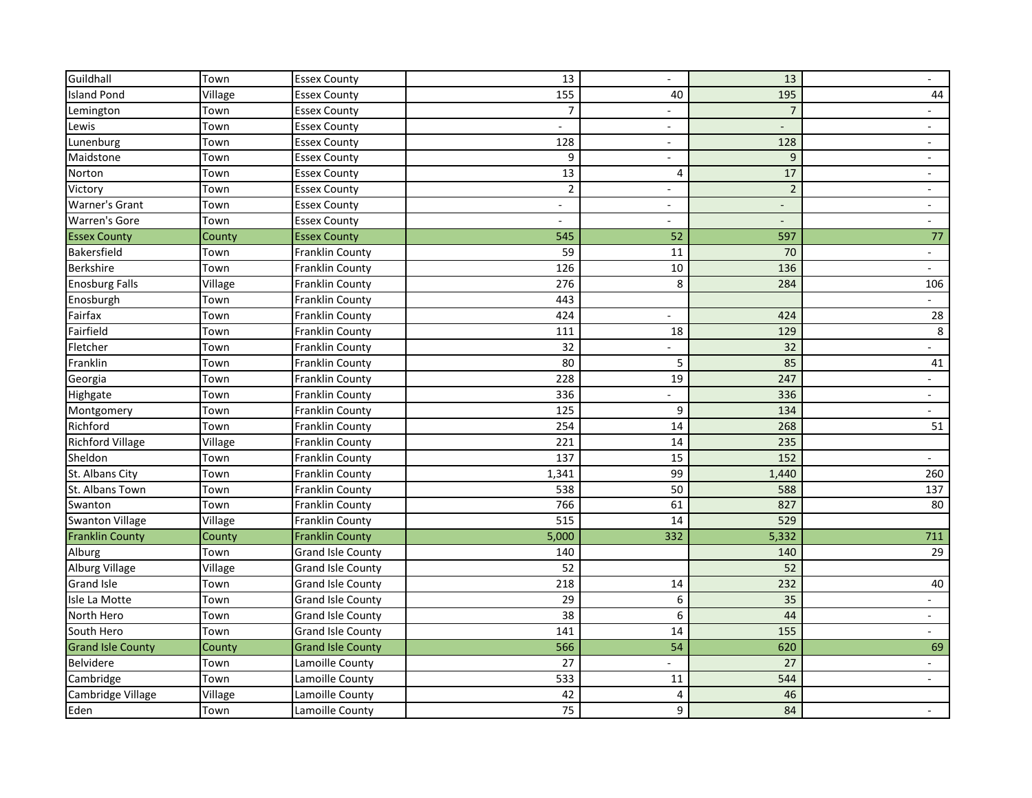| | | | | | | |
|---|---|---|---|---|---|---|
| Guildhall | Town | Essex County | 13 | - | 13 | - |
| Island Pond | Village | Essex County | 155 | 40 | 195 | 44 |
| Lemington | Town | Essex County | 7 | - | 7 | - |
| Lewis | Town | Essex County | - | - | - | - |
| Lunenburg | Town | Essex County | 128 | - | 128 | - |
| Maidstone | Town | Essex County | 9 | - | 9 | - |
| Norton | Town | Essex County | 13 | 4 | 17 | - |
| Victory | Town | Essex County | 2 | - | 2 | - |
| Warner's Grant | Town | Essex County | - | - | - | - |
| Warren's Gore | Town | Essex County | - | - | - | - |
| Essex County | County | Essex County | 545 | 52 | 597 | 77 |
| Bakersfield | Town | Franklin County | 59 | 11 | 70 | - |
| Berkshire | Town | Franklin County | 126 | 10 | 136 | - |
| Enosburg Falls | Village | Franklin County | 276 | 8 | 284 | 106 |
| Enosburgh | Town | Franklin County | 443 | | | - |
| Fairfax | Town | Franklin County | 424 | - | 424 | 28 |
| Fairfield | Town | Franklin County | 111 | 18 | 129 | 8 |
| Fletcher | Town | Franklin County | 32 | - | 32 | - |
| Franklin | Town | Franklin County | 80 | 5 | 85 | 41 |
| Georgia | Town | Franklin County | 228 | 19 | 247 | - |
| Highgate | Town | Franklin County | 336 | - | 336 | - |
| Montgomery | Town | Franklin County | 125 | 9 | 134 | - |
| Richford | Town | Franklin County | 254 | 14 | 268 | 51 |
| Richford Village | Village | Franklin County | 221 | 14 | 235 | |
| Sheldon | Town | Franklin County | 137 | 15 | 152 | - |
| St. Albans City | Town | Franklin County | 1,341 | 99 | 1,440 | 260 |
| St. Albans Town | Town | Franklin County | 538 | 50 | 588 | 137 |
| Swanton | Town | Franklin County | 766 | 61 | 827 | 80 |
| Swanton Village | Village | Franklin County | 515 | 14 | 529 | |
| Franklin County | County | Franklin County | 5,000 | 332 | 5,332 | 711 |
| Alburg | Town | Grand Isle County | 140 | | 140 | 29 |
| Alburg Village | Village | Grand Isle County | 52 | | 52 | |
| Grand Isle | Town | Grand Isle County | 218 | 14 | 232 | 40 |
| Isle La Motte | Town | Grand Isle County | 29 | 6 | 35 | - |
| North Hero | Town | Grand Isle County | 38 | 6 | 44 | - |
| South Hero | Town | Grand Isle County | 141 | 14 | 155 | - |
| Grand Isle County | County | Grand Isle County | 566 | 54 | 620 | 69 |
| Belvidere | Town | Lamoille County | 27 | - | 27 | - |
| Cambridge | Town | Lamoille County | 533 | 11 | 544 | - |
| Cambridge Village | Village | Lamoille County | 42 | 4 | 46 | |
| Eden | Town | Lamoille County | 75 | 9 | 84 | - |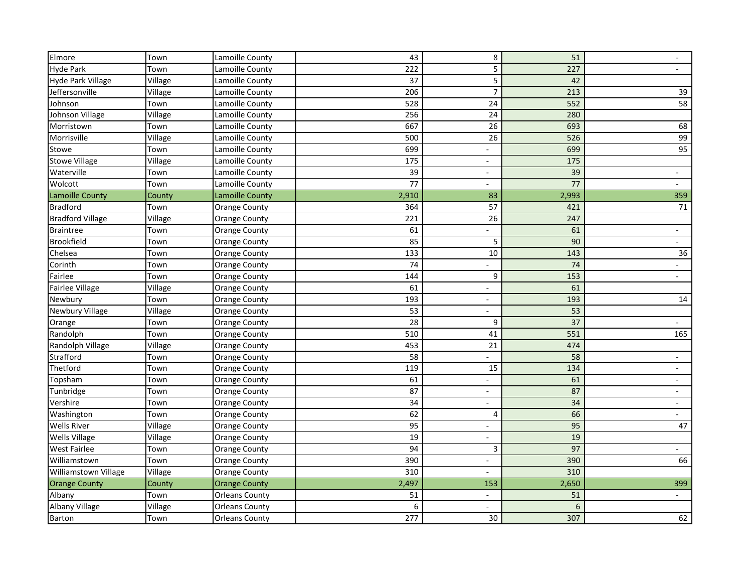| | | | | | | |
|---|---|---|---|---|---|---|
| Elmore | Town | Lamoille County | 43 | 8 | 51 | - |
| Hyde Park | Town | Lamoille County | 222 | 5 | 227 | - |
| Hyde Park Village | Village | Lamoille County | 37 | 5 | 42 | |
| Jeffersonville | Village | Lamoille County | 206 | 7 | 213 | 39 |
| Johnson | Town | Lamoille County | 528 | 24 | 552 | 58 |
| Johnson Village | Village | Lamoille County | 256 | 24 | 280 | |
| Morristown | Town | Lamoille County | 667 | 26 | 693 | 68 |
| Morrisville | Village | Lamoille County | 500 | 26 | 526 | 99 |
| Stowe | Town | Lamoille County | 699 | - | 699 | 95 |
| Stowe Village | Village | Lamoille County | 175 | - | 175 | |
| Waterville | Town | Lamoille County | 39 | - | 39 | - |
| Wolcott | Town | Lamoille County | 77 | - | 77 | - |
| Lamoille County | County | Lamoille County | 2,910 | 83 | 2,993 | 359 |
| Bradford | Town | Orange County | 364 | 57 | 421 | 71 |
| Bradford Village | Village | Orange County | 221 | 26 | 247 | |
| Braintree | Town | Orange County | 61 | - | 61 | - |
| Brookfield | Town | Orange County | 85 | 5 | 90 | - |
| Chelsea | Town | Orange County | 133 | 10 | 143 | 36 |
| Corinth | Town | Orange County | 74 | - | 74 | - |
| Fairlee | Town | Orange County | 144 | 9 | 153 | - |
| Fairlee Village | Village | Orange County | 61 | - | 61 | |
| Newbury | Town | Orange County | 193 | - | 193 | 14 |
| Newbury Village | Village | Orange County | 53 | - | 53 | |
| Orange | Town | Orange County | 28 | 9 | 37 | - |
| Randolph | Town | Orange County | 510 | 41 | 551 | 165 |
| Randolph Village | Village | Orange County | 453 | 21 | 474 | |
| Strafford | Town | Orange County | 58 | - | 58 | - |
| Thetford | Town | Orange County | 119 | 15 | 134 | - |
| Topsham | Town | Orange County | 61 | - | 61 | - |
| Tunbridge | Town | Orange County | 87 | - | 87 | - |
| Vershire | Town | Orange County | 34 | - | 34 | - |
| Washington | Town | Orange County | 62 | 4 | 66 | - |
| Wells River | Village | Orange County | 95 | - | 95 | 47 |
| Wells Village | Village | Orange County | 19 | - | 19 | |
| West Fairlee | Town | Orange County | 94 | 3 | 97 | - |
| Williamstown | Town | Orange County | 390 | - | 390 | 66 |
| Williamstown Village | Village | Orange County | 310 | - | 310 | |
| Orange County | County | Orange County | 2,497 | 153 | 2,650 | 399 |
| Albany | Town | Orleans County | 51 | - | 51 | - |
| Albany Village | Village | Orleans County | 6 | - | 6 | |
| Barton | Town | Orleans County | 277 | 30 | 307 | 62 |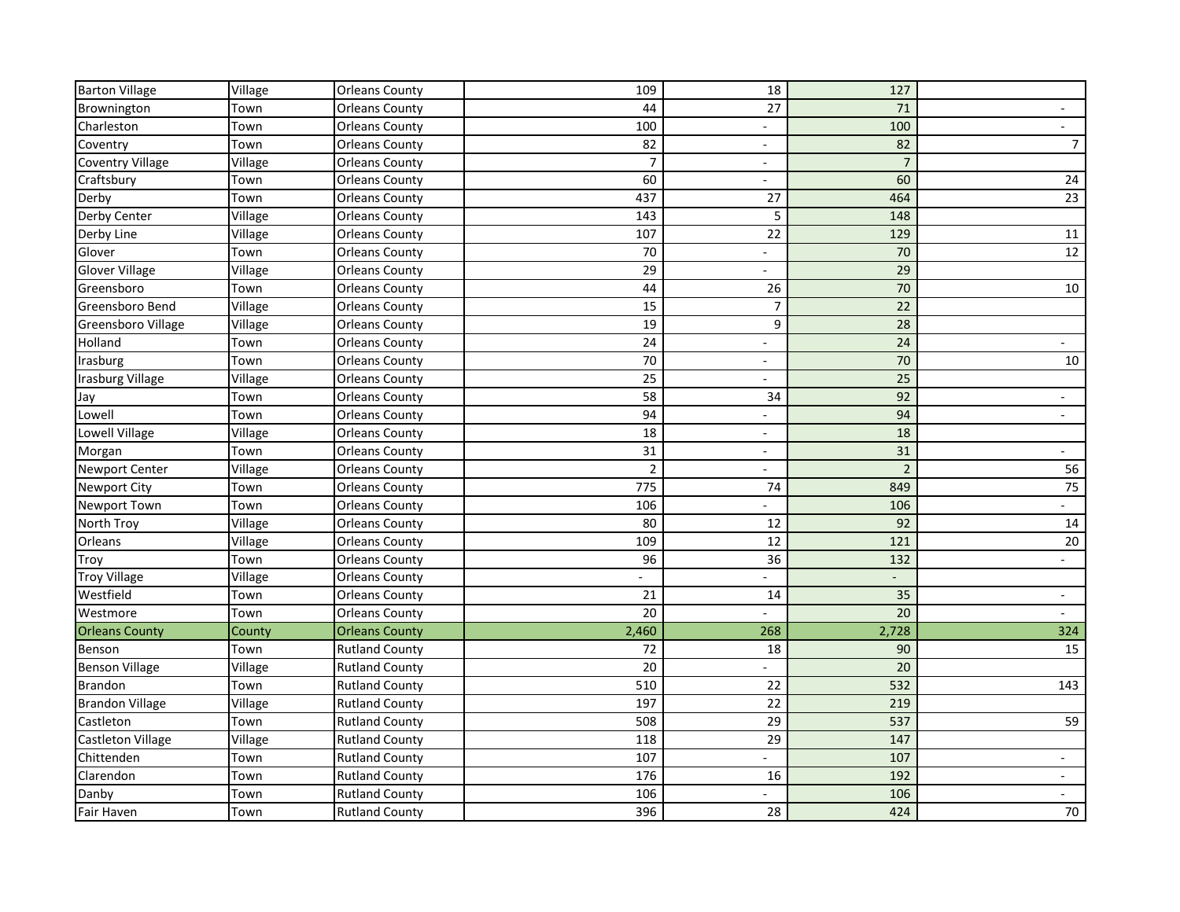| | | | | | | |
|---|---|---|---|---|---|---|
| Barton Village | Village | Orleans County | 109 | 18 | 127 | |
| Brownington | Town | Orleans County | 44 | 27 | 71 | - |
| Charleston | Town | Orleans County | 100 | - | 100 | - |
| Coventry | Town | Orleans County | 82 | - | 82 | 7 |
| Coventry Village | Village | Orleans County | 7 | - | 7 | |
| Craftsbury | Town | Orleans County | 60 | - | 60 | 24 |
| Derby | Town | Orleans County | 437 | 27 | 464 | 23 |
| Derby Center | Village | Orleans County | 143 | 5 | 148 | |
| Derby Line | Village | Orleans County | 107 | 22 | 129 | 11 |
| Glover | Town | Orleans County | 70 | - | 70 | 12 |
| Glover Village | Village | Orleans County | 29 | - | 29 | |
| Greensboro | Town | Orleans County | 44 | 26 | 70 | 10 |
| Greensboro Bend | Village | Orleans County | 15 | 7 | 22 | |
| Greensboro Village | Village | Orleans County | 19 | 9 | 28 | |
| Holland | Town | Orleans County | 24 | - | 24 | - |
| Irasburg | Town | Orleans County | 70 | - | 70 | 10 |
| Irasburg Village | Village | Orleans County | 25 | - | 25 | |
| Jay | Town | Orleans County | 58 | 34 | 92 | - |
| Lowell | Town | Orleans County | 94 | - | 94 | - |
| Lowell Village | Village | Orleans County | 18 | - | 18 | |
| Morgan | Town | Orleans County | 31 | - | 31 | - |
| Newport Center | Village | Orleans County | 2 | - | 2 | 56 |
| Newport City | Town | Orleans County | 775 | 74 | 849 | 75 |
| Newport Town | Town | Orleans County | 106 | - | 106 | - |
| North Troy | Village | Orleans County | 80 | 12 | 92 | 14 |
| Orleans | Village | Orleans County | 109 | 12 | 121 | 20 |
| Troy | Town | Orleans County | 96 | 36 | 132 | - |
| Troy Village | Village | Orleans County | - | - | - | |
| Westfield | Town | Orleans County | 21 | 14 | 35 | - |
| Westmore | Town | Orleans County | 20 | - | 20 | - |
| Orleans County | County | Orleans County | 2,460 | 268 | 2,728 | 324 |
| Benson | Town | Rutland County | 72 | 18 | 90 | 15 |
| Benson Village | Village | Rutland County | 20 | - | 20 | |
| Brandon | Town | Rutland County | 510 | 22 | 532 | 143 |
| Brandon Village | Village | Rutland County | 197 | 22 | 219 | |
| Castleton | Town | Rutland County | 508 | 29 | 537 | 59 |
| Castleton Village | Village | Rutland County | 118 | 29 | 147 | |
| Chittenden | Town | Rutland County | 107 | - | 107 | - |
| Clarendon | Town | Rutland County | 176 | 16 | 192 | - |
| Danby | Town | Rutland County | 106 | - | 106 | - |
| Fair Haven | Town | Rutland County | 396 | 28 | 424 | 70 |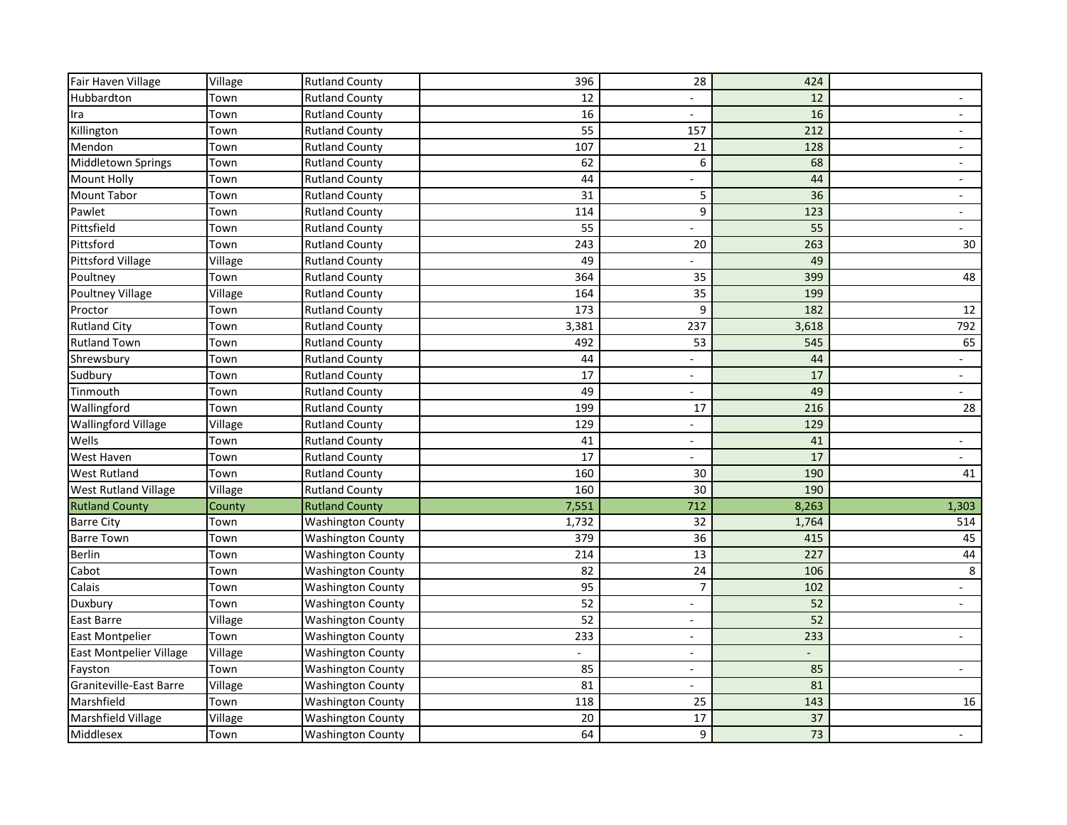| | | | | | | |
|---|---|---|---|---|---|---|
| Fair Haven Village | Village | Rutland County | 396 | 28 | 424 | |
| Hubbardton | Town | Rutland County | 12 | - | 12 | - |
| Ira | Town | Rutland County | 16 | - | 16 | - |
| Killington | Town | Rutland County | 55 | 157 | 212 | - |
| Mendon | Town | Rutland County | 107 | 21 | 128 | - |
| Middletown Springs | Town | Rutland County | 62 | 6 | 68 | - |
| Mount Holly | Town | Rutland County | 44 | - | 44 | - |
| Mount Tabor | Town | Rutland County | 31 | 5 | 36 | - |
| Pawlet | Town | Rutland County | 114 | 9 | 123 | - |
| Pittsfield | Town | Rutland County | 55 | - | 55 | - |
| Pittsford | Town | Rutland County | 243 | 20 | 263 | 30 |
| Pittsford Village | Village | Rutland County | 49 | - | 49 | |
| Poultney | Town | Rutland County | 364 | 35 | 399 | 48 |
| Poultney Village | Village | Rutland County | 164 | 35 | 199 | |
| Proctor | Town | Rutland County | 173 | 9 | 182 | 12 |
| Rutland City | Town | Rutland County | 3,381 | 237 | 3,618 | 792 |
| Rutland Town | Town | Rutland County | 492 | 53 | 545 | 65 |
| Shrewsbury | Town | Rutland County | 44 | - | 44 | - |
| Sudbury | Town | Rutland County | 17 | - | 17 | - |
| Tinmouth | Town | Rutland County | 49 | - | 49 | - |
| Wallingford | Town | Rutland County | 199 | 17 | 216 | 28 |
| Wallingford Village | Village | Rutland County | 129 | - | 129 | |
| Wells | Town | Rutland County | 41 | - | 41 | - |
| West Haven | Town | Rutland County | 17 | - | 17 | - |
| West Rutland | Town | Rutland County | 160 | 30 | 190 | 41 |
| West Rutland Village | Village | Rutland County | 160 | 30 | 190 | |
| Rutland County | County | Rutland County | 7,551 | 712 | 8,263 | 1,303 |
| Barre City | Town | Washington County | 1,732 | 32 | 1,764 | 514 |
| Barre Town | Town | Washington County | 379 | 36 | 415 | 45 |
| Berlin | Town | Washington County | 214 | 13 | 227 | 44 |
| Cabot | Town | Washington County | 82 | 24 | 106 | 8 |
| Calais | Town | Washington County | 95 | 7 | 102 | - |
| Duxbury | Town | Washington County | 52 | - | 52 | - |
| East Barre | Village | Washington County | 52 | - | 52 | |
| East Montpelier | Town | Washington County | 233 | - | 233 | - |
| East Montpelier Village | Village | Washington County | - | - | - | |
| Fayston | Town | Washington County | 85 | - | 85 | - |
| Graniteville-East Barre | Village | Washington County | 81 | - | 81 | |
| Marshfield | Town | Washington County | 118 | 25 | 143 | 16 |
| Marshfield Village | Village | Washington County | 20 | 17 | 37 | |
| Middlesex | Town | Washington County | 64 | 9 | 73 | - |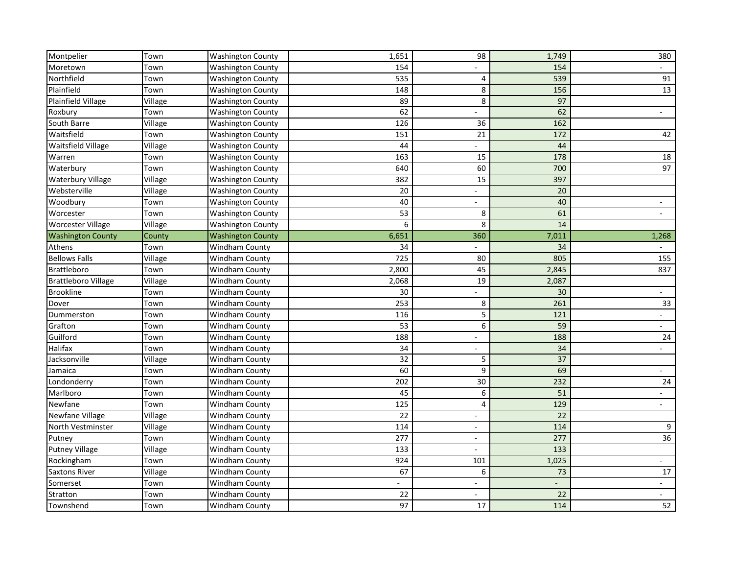| | | | | | | |
|---|---|---|---|---|---|---|
| Montpelier | Town | Washington County | 1,651 | 98 | 1,749 | 380 |
| Moretown | Town | Washington County | 154 | - | 154 | - |
| Northfield | Town | Washington County | 535 | 4 | 539 | 91 |
| Plainfield | Town | Washington County | 148 | 8 | 156 | 13 |
| Plainfield Village | Village | Washington County | 89 | 8 | 97 | |
| Roxbury | Town | Washington County | 62 | - | 62 | - |
| South Barre | Village | Washington County | 126 | 36 | 162 | |
| Waitsfield | Town | Washington County | 151 | 21 | 172 | 42 |
| Waitsfield Village | Village | Washington County | 44 | - | 44 | |
| Warren | Town | Washington County | 163 | 15 | 178 | 18 |
| Waterbury | Town | Washington County | 640 | 60 | 700 | 97 |
| Waterbury Village | Village | Washington County | 382 | 15 | 397 | |
| Websterville | Village | Washington County | 20 | - | 20 | |
| Woodbury | Town | Washington County | 40 | - | 40 | - |
| Worcester | Town | Washington County | 53 | 8 | 61 | - |
| Worcester Village | Village | Washington County | 6 | 8 | 14 | |
| Washington County | County | Washington County | 6,651 | 360 | 7,011 | 1,268 |
| Athens | Town | Windham County | 34 | - | 34 | - |
| Bellows Falls | Village | Windham County | 725 | 80 | 805 | 155 |
| Brattleboro | Town | Windham County | 2,800 | 45 | 2,845 | 837 |
| Brattleboro Village | Village | Windham County | 2,068 | 19 | 2,087 | |
| Brookline | Town | Windham County | 30 | - | 30 | - |
| Dover | Town | Windham County | 253 | 8 | 261 | 33 |
| Dummerston | Town | Windham County | 116 | 5 | 121 | - |
| Grafton | Town | Windham County | 53 | 6 | 59 | - |
| Guilford | Town | Windham County | 188 | - | 188 | 24 |
| Halifax | Town | Windham County | 34 | - | 34 | - |
| Jacksonville | Village | Windham County | 32 | 5 | 37 | |
| Jamaica | Town | Windham County | 60 | 9 | 69 | - |
| Londonderry | Town | Windham County | 202 | 30 | 232 | 24 |
| Marlboro | Town | Windham County | 45 | 6 | 51 | - |
| Newfane | Town | Windham County | 125 | 4 | 129 | - |
| Newfane Village | Village | Windham County | 22 | - | 22 | |
| North Vestminster | Village | Windham County | 114 | - | 114 | 9 |
| Putney | Town | Windham County | 277 | - | 277 | 36 |
| Putney Village | Village | Windham County | 133 | - | 133 | |
| Rockingham | Town | Windham County | 924 | 101 | 1,025 | - |
| Saxtons River | Village | Windham County | 67 | 6 | 73 | 17 |
| Somerset | Town | Windham County | - | - | - | - |
| Stratton | Town | Windham County | 22 | - | 22 | - |
| Townshend | Town | Windham County | 97 | 17 | 114 | 52 |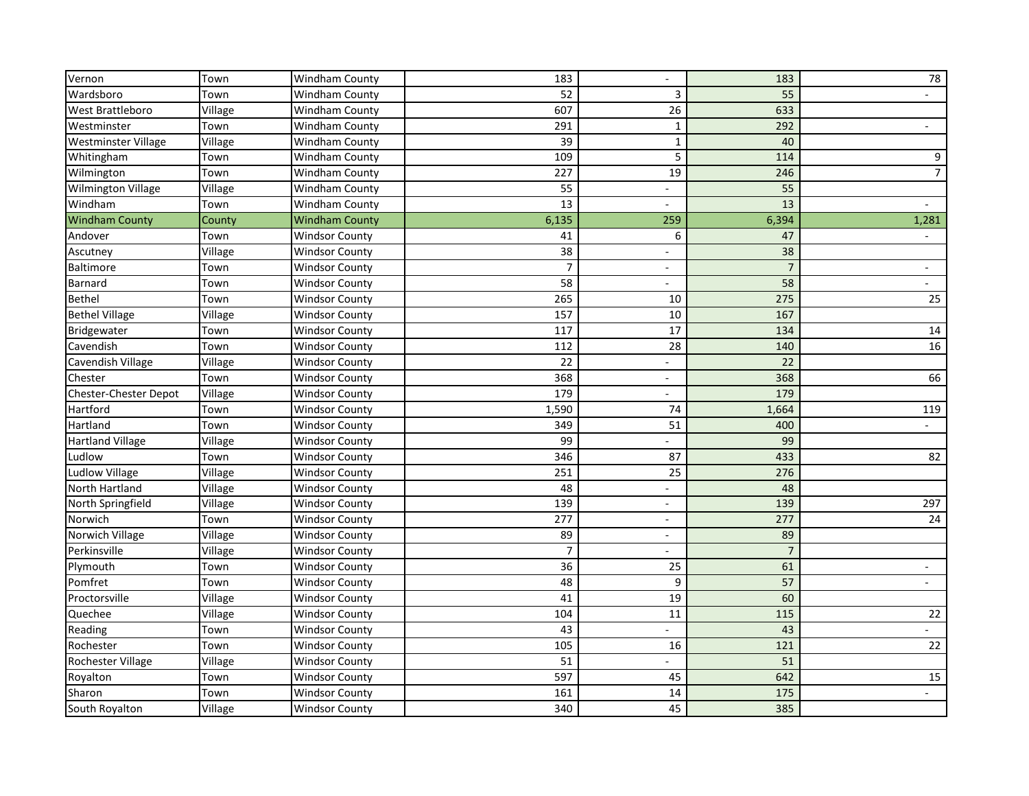| | | | | | | |
|---|---|---|---|---|---|---|
| Vernon | Town | Windham County | 183 | - | 183 | 78 |
| Wardsboro | Town | Windham County | 52 | 3 | 55 | - |
| West Brattleboro | Village | Windham County | 607 | 26 | 633 | |
| Westminster | Town | Windham County | 291 | 1 | 292 | - |
| Westminster Village | Village | Windham County | 39 | 1 | 40 | |
| Whitingham | Town | Windham County | 109 | 5 | 114 | 9 |
| Wilmington | Town | Windham County | 227 | 19 | 246 | 7 |
| Wilmington Village | Village | Windham County | 55 | - | 55 | |
| Windham | Town | Windham County | 13 | - | 13 | - |
| Windham County | County | Windham County | 6,135 | 259 | 6,394 | 1,281 |
| Andover | Town | Windsor County | 41 | 6 | 47 | - |
| Ascutney | Village | Windsor County | 38 | - | 38 | |
| Baltimore | Town | Windsor County | 7 | - | 7 | - |
| Barnard | Town | Windsor County | 58 | - | 58 | - |
| Bethel | Town | Windsor County | 265 | 10 | 275 | 25 |
| Bethel Village | Village | Windsor County | 157 | 10 | 167 | |
| Bridgewater | Town | Windsor County | 117 | 17 | 134 | 14 |
| Cavendish | Town | Windsor County | 112 | 28 | 140 | 16 |
| Cavendish Village | Village | Windsor County | 22 | - | 22 | |
| Chester | Town | Windsor County | 368 | - | 368 | 66 |
| Chester-Chester Depot | Village | Windsor County | 179 | - | 179 | |
| Hartford | Town | Windsor County | 1,590 | 74 | 1,664 | 119 |
| Hartland | Town | Windsor County | 349 | 51 | 400 | - |
| Hartland Village | Village | Windsor County | 99 | - | 99 | |
| Ludlow | Town | Windsor County | 346 | 87 | 433 | 82 |
| Ludlow Village | Village | Windsor County | 251 | 25 | 276 | |
| North Hartland | Village | Windsor County | 48 | - | 48 | |
| North Springfield | Village | Windsor County | 139 | - | 139 | 297 |
| Norwich | Town | Windsor County | 277 | - | 277 | 24 |
| Norwich Village | Village | Windsor County | 89 | - | 89 | |
| Perkinsville | Village | Windsor County | 7 | - | 7 | |
| Plymouth | Town | Windsor County | 36 | 25 | 61 | - |
| Pomfret | Town | Windsor County | 48 | 9 | 57 | - |
| Proctorsville | Village | Windsor County | 41 | 19 | 60 | |
| Quechee | Village | Windsor County | 104 | 11 | 115 | 22 |
| Reading | Town | Windsor County | 43 | - | 43 | - |
| Rochester | Town | Windsor County | 105 | 16 | 121 | 22 |
| Rochester Village | Village | Windsor County | 51 | - | 51 | |
| Royalton | Town | Windsor County | 597 | 45 | 642 | 15 |
| Sharon | Town | Windsor County | 161 | 14 | 175 | - |
| South Royalton | Village | Windsor County | 340 | 45 | 385 | |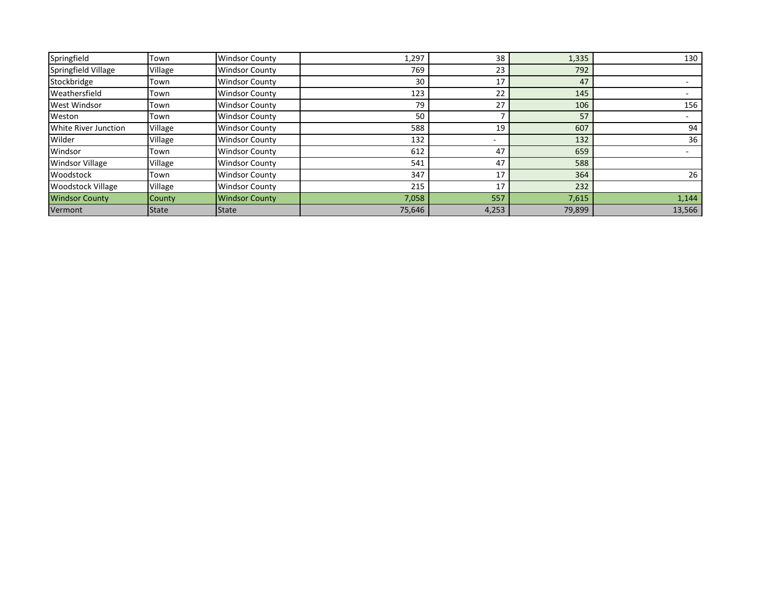| | | | | | | |
|---|---|---|---|---|---|---|
| Springfield | Town | Windsor County | 1,297 | 38 | 1,335 | 130 |
| Springfield Village | Village | Windsor County | 769 | 23 | 792 | |
| Stockbridge | Town | Windsor County | 30 | 17 | 47 | - |
| Weathersfield | Town | Windsor County | 123 | 22 | 145 | - |
| West Windsor | Town | Windsor County | 79 | 27 | 106 | 156 |
| Weston | Town | Windsor County | 50 | 7 | 57 | - |
| White River Junction | Village | Windsor County | 588 | 19 | 607 | 94 |
| Wilder | Village | Windsor County | 132 | - | 132 | 36 |
| Windsor | Town | Windsor County | 612 | 47 | 659 | - |
| Windsor Village | Village | Windsor County | 541 | 47 | 588 | |
| Woodstock | Town | Windsor County | 347 | 17 | 364 | 26 |
| Woodstock Village | Village | Windsor County | 215 | 17 | 232 | |
| Windsor County | County | Windsor County | 7,058 | 557 | 7,615 | 1,144 |
| Vermont | State | State | 75,646 | 4,253 | 79,899 | 13,566 |